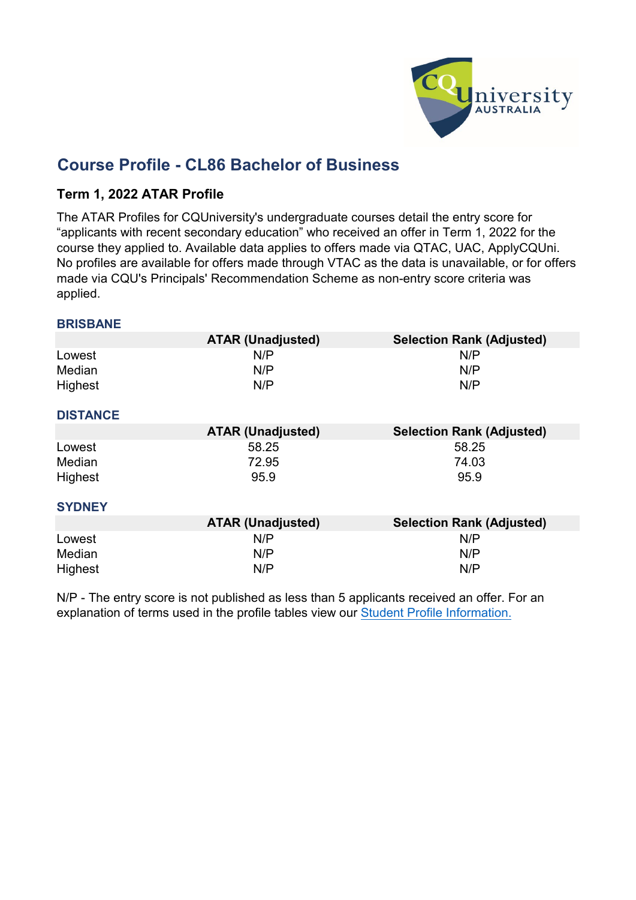# Course Profile - CL86 Bachelor of Business

## Term 1, 2022 ATAR Profile

The ATAR Profiles for CQUniversity's undergraduate courses detail the entry score for "applicants with recent secondary education" who received an offer in Term 1, 2022 for the course they applied to. Available data applies to offers made via QTAC, UAC, ApplyCQUni. No profiles are available for offers made through VTAC as the data is unavailable, or for offers made via CQU's Principals' Recommendation Scheme as non-entry score criteria was applied.

### BRISBANE

| | ATAR (Unadjusted) | Selection Rank (Adjusted) |
|---|---|---|
| Lowest | N/P | N/P |
| Median | N/P | N/P |
| Highest | N/P | N/P |

### DISTANCE

| | ATAR (Unadjusted) | Selection Rank (Adjusted) |
|---|---|---|
| Lowest | 58.25 | 58.25 |
| Median | 72.95 | 74.03 |
| Highest | 95.9 | 95.9 |

### SYDNEY

| | ATAR (Unadjusted) | Selection Rank (Adjusted) |
|---|---|---|
| Lowest | N/P | N/P |
| Median | N/P | N/P |
| Highest | N/P | N/P |

N/P - The entry score is not published as less than 5 applicants received an offer. For an explanation of terms used in the profile tables view our Student Profile Information.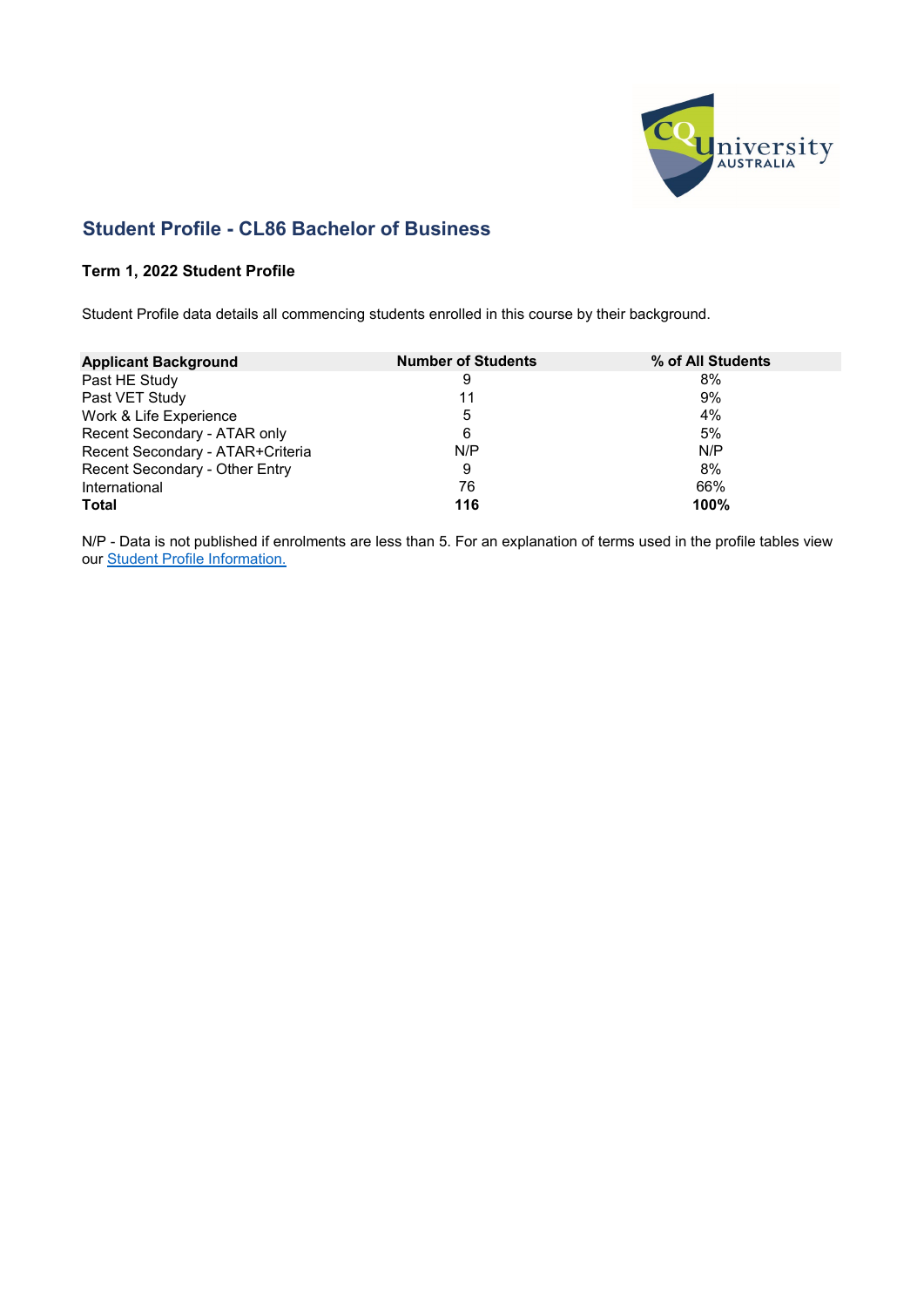## Student Profile - CL86 Bachelor of Business

### Term 1, 2022 Student Profile

Student Profile data details all commencing students enrolled in this course by their background.

| Applicant Background | Number of Students | % of All Students |
|---|---|---|
| Past HE Study | 9 | 8% |
| Past VET Study | 11 | 9% |
| Work & Life Experience | 5 | 4% |
| Recent Secondary - ATAR only | 6 | 5% |
| Recent Secondary - ATAR+Criteria | N/P | N/P |
| Recent Secondary - Other Entry | 9 | 8% |
| International | 76 | 66% |
| **Total** | **116** | **100%** |

N/P - Data is not published if enrolments are less than 5. For an explanation of terms used in the profile tables view our [Student Profile Information.]()